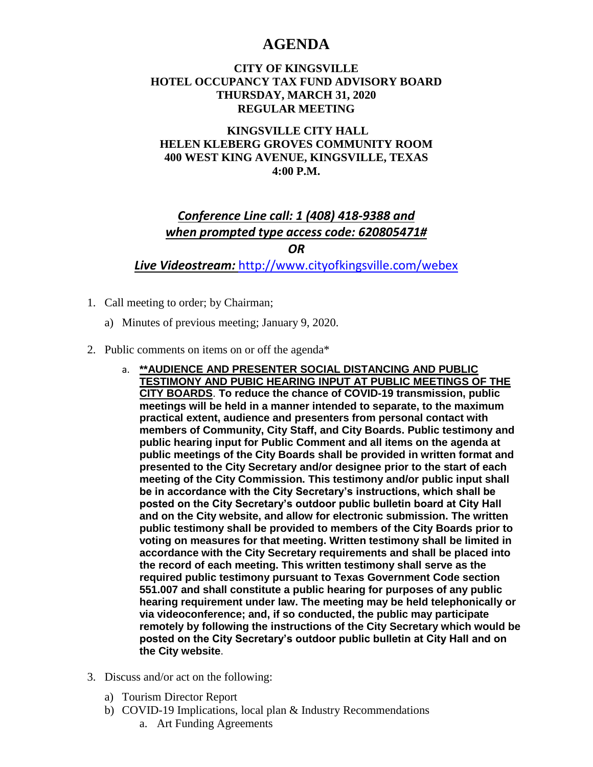# AGENDA

**CITY OF KINGSVILLE**
**HOTEL OCCUPANCY TAX FUND ADVISORY BOARD**
**THURSDAY, MARCH 31, 2020**
**REGULAR MEETING**

**KINGSVILLE CITY HALL**
**HELEN KLEBERG GROVES COMMUNITY ROOM**
**400 WEST KING AVENUE, KINGSVILLE, TEXAS**
**4:00 P.M.**

***Conference Line call: 1 (408) 418-9388 and when prompted type access code: 620805471#***

***OR***

***Live Videostream:*** http://www.cityofkingsville.com/webex

1. Call meeting to order; by Chairman;
   a) Minutes of previous meeting; January 9, 2020.
2. Public comments on items on or off the agenda*
   a. **\*\*AUDIENCE AND PRESENTER SOCIAL DISTANCING AND PUBLIC TESTIMONY AND PUBIC HEARING INPUT AT PUBLIC MEETINGS OF THE CITY BOARDS**. **To reduce the chance of COVID-19 transmission, public meetings will be held in a manner intended to separate, to the maximum practical extent, audience and presenters from personal contact with members of Community, City Staff, and City Boards. Public testimony and public hearing input for Public Comment and all items on the agenda at public meetings of the City Boards shall be provided in written format and presented to the City Secretary and/or designee prior to the start of each meeting of the City Commission. This testimony and/or public input shall be in accordance with the City Secretary's instructions, which shall be posted on the City Secretary's outdoor public bulletin board at City Hall and on the City website, and allow for electronic submission. The written public testimony shall be provided to members of the City Boards prior to voting on measures for that meeting. Written testimony shall be limited in accordance with the City Secretary requirements and shall be placed into the record of each meeting. This written testimony shall serve as the required public testimony pursuant to Texas Government Code section 551.007 and shall constitute a public hearing for purposes of any public hearing requirement under law. The meeting may be held telephonically or via videoconference; and, if so conducted, the public may participate remotely by following the instructions of the City Secretary which would be posted on the City Secretary's outdoor public bulletin at City Hall and on the City website**.
3. Discuss and/or act on the following:
   a) Tourism Director Report
   b) COVID-19 Implications, local plan & Industry Recommendations
      a. Art Funding Agreements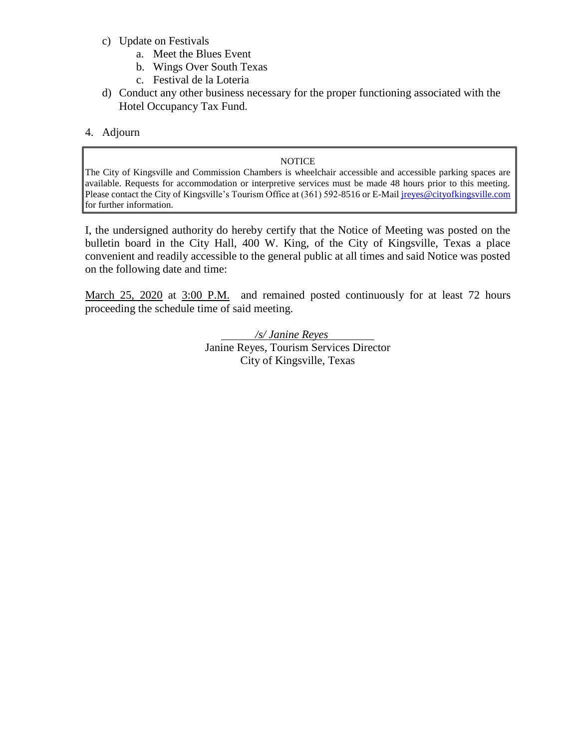c) Update on Festivals
   a. Meet the Blues Event
   b. Wings Over South Texas
   c. Festival de la Loteria
d) Conduct any other business necessary for the proper functioning associated with the Hotel Occupancy Tax Fund.

4. Adjourn

> NOTICE
>
> The City of Kingsville and Commission Chambers is wheelchair accessible and accessible parking spaces are available. Requests for accommodation or interpretive services must be made 48 hours prior to this meeting. Please contact the City of Kingsville's Tourism Office at (361) 592-8516 or E-Mail jreyes@cityofkingsville.com for further information.

I, the undersigned authority do hereby certify that the Notice of Meeting was posted on the bulletin board in the City Hall, 400 W. King, of the City of Kingsville, Texas a place convenient and readily accessible to the general public at all times and said Notice was posted on the following date and time:

March 25, 2020 at 3:00 P.M. and remained posted continuously for at least 72 hours proceeding the schedule time of said meeting.

*/s/ Janine Reyes*
Janine Reyes, Tourism Services Director
City of Kingsville, Texas